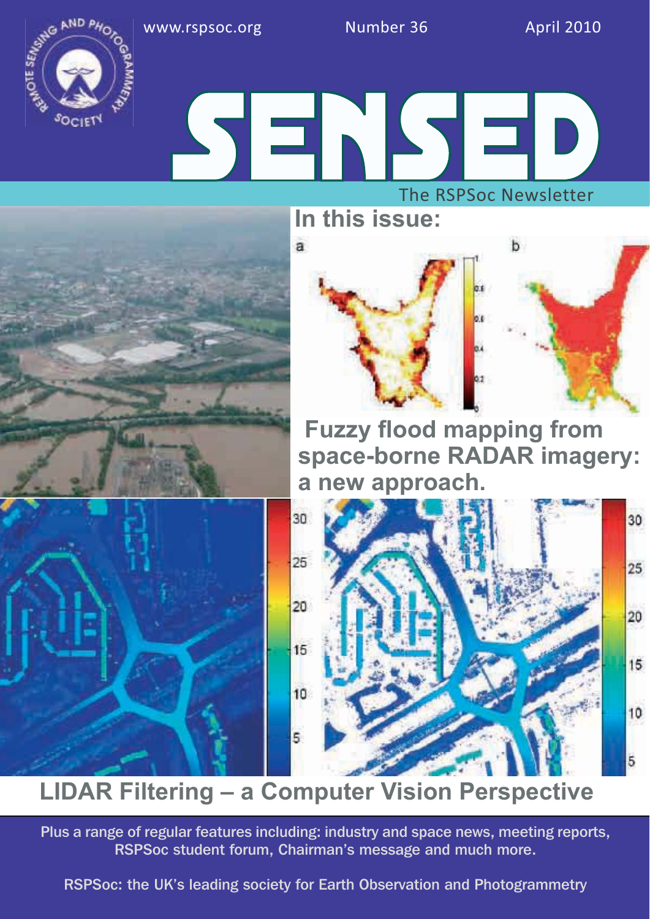www.rspsoc.org Number 36 April 2010

# SENSED

The RSPSoc Newsletter

## In this issue:

## Fuzzy flood mapping from space-borne RADAR imagery: a new approach.

## LIDAR Filtering – a Computer Vision Perspective

Plus a range of regular features including: industry and space news, meeting reports, RSPSoc student forum, Chairman's message and much more.

RSPSoc: the UK's leading society for Earth Observation and Photogrammetry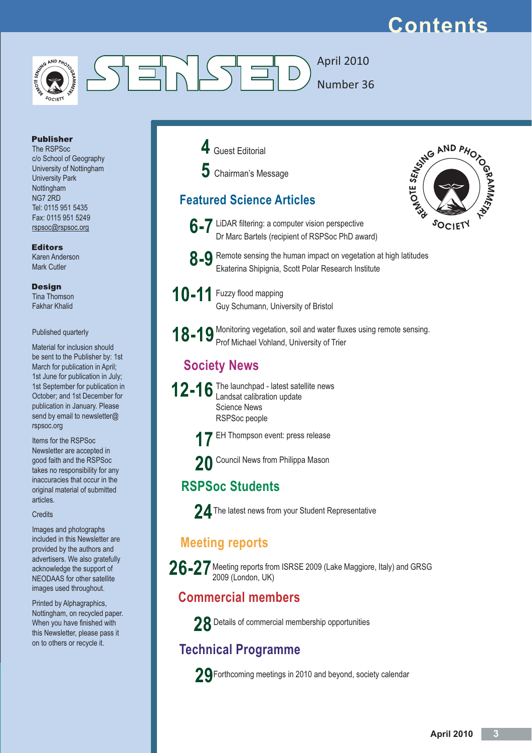# Contents

SENSED

April 2010

Number 36

**Publisher**
The RSPSoc
c/o School of Geography
University of Nottingham
University Park
Nottingham
NG7 2RD
Tel: 0115 951 5435
Fax: 0115 951 5249
rspsoc@rspsoc.org

**Editors**
Karen Anderson
Mark Cutler

**Design**
Tina Thomson
Fakhar Khalid

Published quarterly

Material for inclusion should be sent to the Publisher by: 1st March for publication in April; 1st June for publication in July; 1st September for publication in October; and 1st December for publication in January. Please send by email to newsletter@rspsoc.org

Items for the RSPSoc Newsletter are accepted in good faith and the RSPSoc takes no responsibility for any inaccuracies that occur in the original material of submitted articles.

Credits

Images and photographs included in this Newsletter are provided by the authors and advertisers. We also gratefully acknowledge the support of NEODAAS for other satellite images used throughout.

Printed by Alphagraphics, Nottingham, on recycled paper. When you have finished with this Newsletter, please pass it on to others or recycle it.

**4** Guest Editorial

**5** Chairman's Message

## Featured Science Articles

**6-7** LiDAR filtering: a computer vision perspective
Dr Marc Bartels (recipient of RSPSoc PhD award)

**8-9** Remote sensing the human impact on vegetation at high latitudes
Ekaterina Shipigina, Scott Polar Research Institute

**10-11** Fuzzy flood mapping
Guy Schumann, University of Bristol

**18-19** Monitoring vegetation, soil and water fluxes using remote sensing.
Prof Michael Vohland, University of Trier

## Society News

**12-16** The launchpad - latest satellite news
Landsat calibration update
Science News
RSPSoc people

**17** EH Thompson event: press release

**20** Council News from Philippa Mason

## RSPSoc Students

**24** The latest news from your Student Representative

## Meeting reports

**26-27** Meeting reports from ISRSE 2009 (Lake Maggiore, Italy) and GRSG 2009 (London, UK)

## Commercial members

**28** Details of commercial membership opportunities

## Technical Programme

**29** Forthcoming meetings in 2010 and beyond, society calendar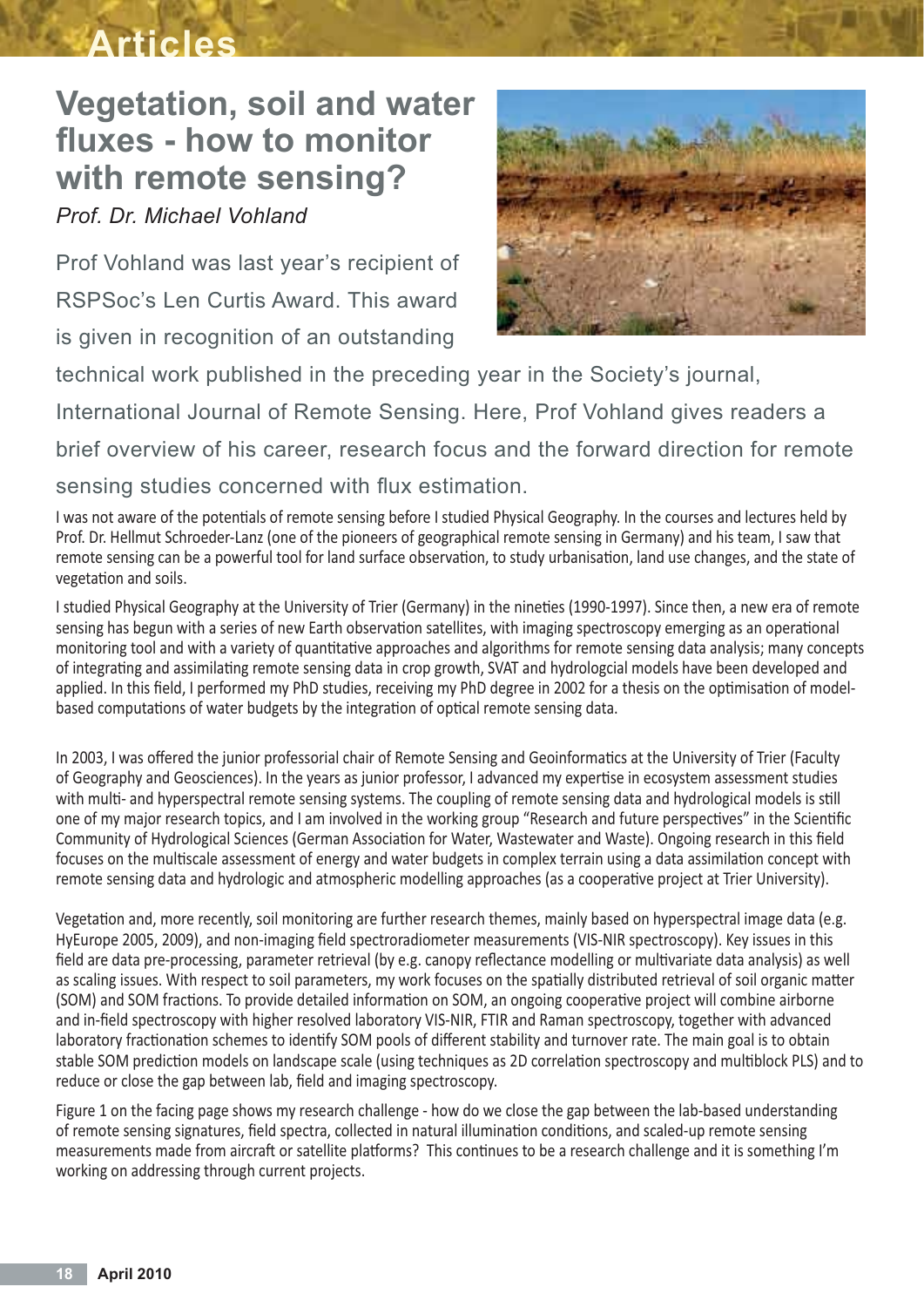# Vegetation, soil and water fluxes - how to monitor with remote sensing?

*Prof. Dr. Michael Vohland*

Prof Vohland was last year's recipient of RSPSoc's Len Curtis Award. This award is given in recognition of an outstanding technical work published in the preceding year in the Society's journal, International Journal of Remote Sensing. Here, Prof Vohland gives readers a brief overview of his career, research focus and the forward direction for remote sensing studies concerned with flux estimation.

I was not aware of the potentials of remote sensing before I studied Physical Geography. In the courses and lectures held by Prof. Dr. Hellmut Schroeder-Lanz (one of the pioneers of geographical remote sensing in Germany) and his team, I saw that remote sensing can be a powerful tool for land surface observation, to study urbanisation, land use changes, and the state of vegetation and soils.

I studied Physical Geography at the University of Trier (Germany) in the nineties (1990-1997). Since then, a new era of remote sensing has begun with a series of new Earth observation satellites, with imaging spectroscopy emerging as an operational monitoring tool and with a variety of quantitative approaches and algorithms for remote sensing data analysis; many concepts of integrating and assimilating remote sensing data in crop growth, SVAT and hydrologcial models have been developed and applied. In this field, I performed my PhD studies, receiving my PhD degree in 2002 for a thesis on the optimisation of model-based computations of water budgets by the integration of optical remote sensing data.

In 2003, I was offered the junior professorial chair of Remote Sensing and Geoinformatics at the University of Trier (Faculty of Geography and Geosciences). In the years as junior professor, I advanced my expertise in ecosystem assessment studies with multi- and hyperspectral remote sensing systems. The coupling of remote sensing data and hydrological models is still one of my major research topics, and I am involved in the working group "Research and future perspectives" in the Scientific Community of Hydrological Sciences (German Association for Water, Wastewater and Waste). Ongoing research in this field focuses on the multiscale assessment of energy and water budgets in complex terrain using a data assimilation concept with remote sensing data and hydrologic and atmospheric modelling approaches (as a cooperative project at Trier University).

Vegetation and, more recently, soil monitoring are further research themes, mainly based on hyperspectral image data (e.g. HyEurope 2005, 2009), and non-imaging field spectroradiometer measurements (VIS-NIR spectroscopy). Key issues in this field are data pre-processing, parameter retrieval (by e.g. canopy reflectance modelling or multivariate data analysis) as well as scaling issues. With respect to soil parameters, my work focuses on the spatially distributed retrieval of soil organic matter (SOM) and SOM fractions. To provide detailed information on SOM, an ongoing cooperative project will combine airborne and in-field spectroscopy with higher resolved laboratory VIS-NIR, FTIR and Raman spectroscopy, together with advanced laboratory fractionation schemes to identify SOM pools of different stability and turnover rate. The main goal is to obtain stable SOM prediction models on landscape scale (using techniques as 2D correlation spectroscopy and multiblock PLS) and to reduce or close the gap between lab, field and imaging spectroscopy.

Figure 1 on the facing page shows my research challenge - how do we close the gap between the lab-based understanding of remote sensing signatures, field spectra, collected in natural illumination conditions, and scaled-up remote sensing measurements made from aircraft or satellite platforms? This continues to be a research challenge and it is something I'm working on addressing through current projects.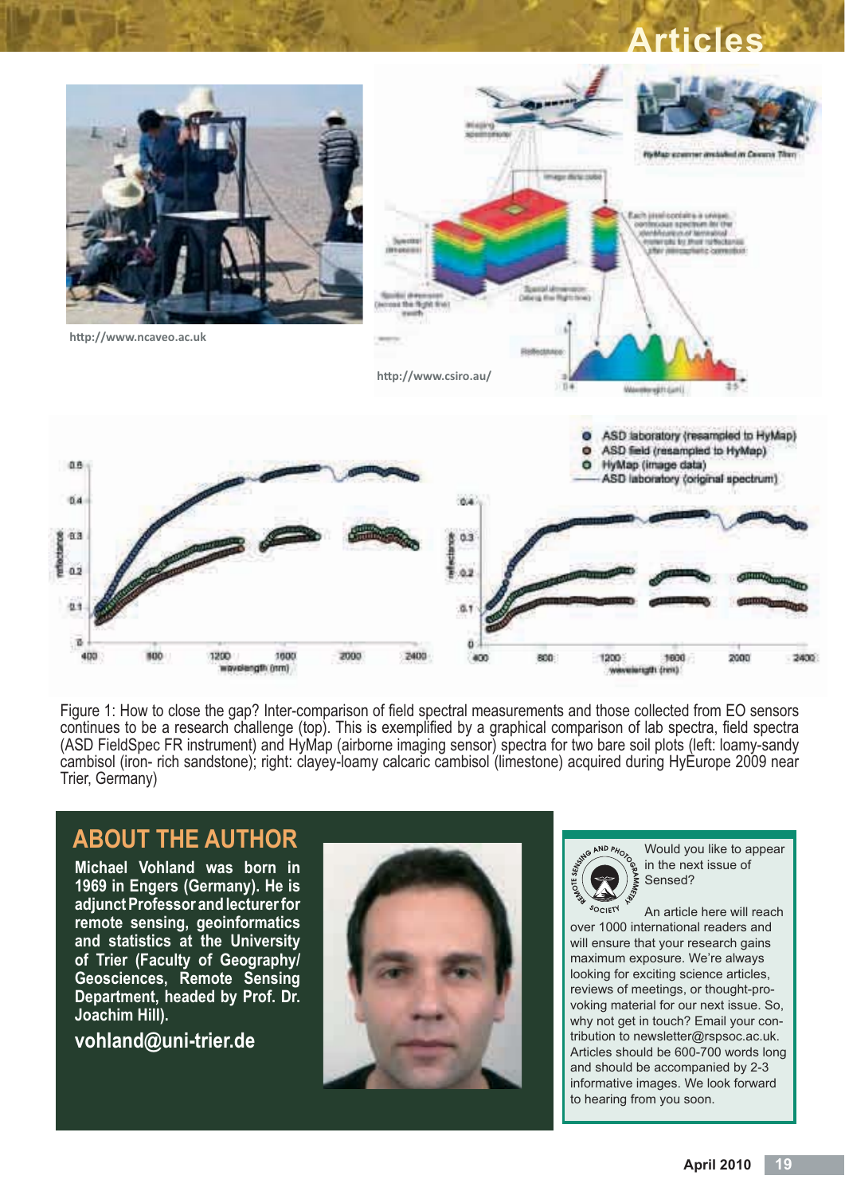http://www.ncaveo.ac.uk

http://www.csiro.au/

ASD laboratory (resampled to HyMap)
ASD field (resampled to HyMap)
HyMap (image data)
ASD laboratory (original spectrum)

Figure 1: How to close the gap? Inter-comparison of field spectral measurements and those collected from EO sensors continues to be a research challenge (top). This is exemplified by a graphical comparison of lab spectra, field spectra (ASD FieldSpec FR instrument) and HyMap (airborne imaging sensor) spectra for two bare soil plots (left: loamy-sandy cambisol (iron- rich sandstone); right: clayey-loamy calcaric cambisol (limestone) acquired during HyEurope 2009 near Trier, Germany)

## ABOUT THE AUTHOR

**Michael Vohland was born in 1969 in Engers (Germany). He is adjunct Professor and lecturer for remote sensing, geoinformatics and statistics at the University of Trier (Faculty of Geography/ Geosciences, Remote Sensing Department, headed by Prof. Dr. Joachim Hill).**

**vohland@uni-trier.de**

Would you like to appear in the next issue of Sensed?

An article here will reach over 1000 international readers and will ensure that your research gains maximum exposure. We're always looking for exciting science articles, reviews of meetings, or thought-provoking material for our next issue. So, why not get in touch? Email your contribution to newsletter@rspsoc.ac.uk. Articles should be 600-700 words long and should be accompanied by 2-3 informative images. We look forward to hearing from you soon.